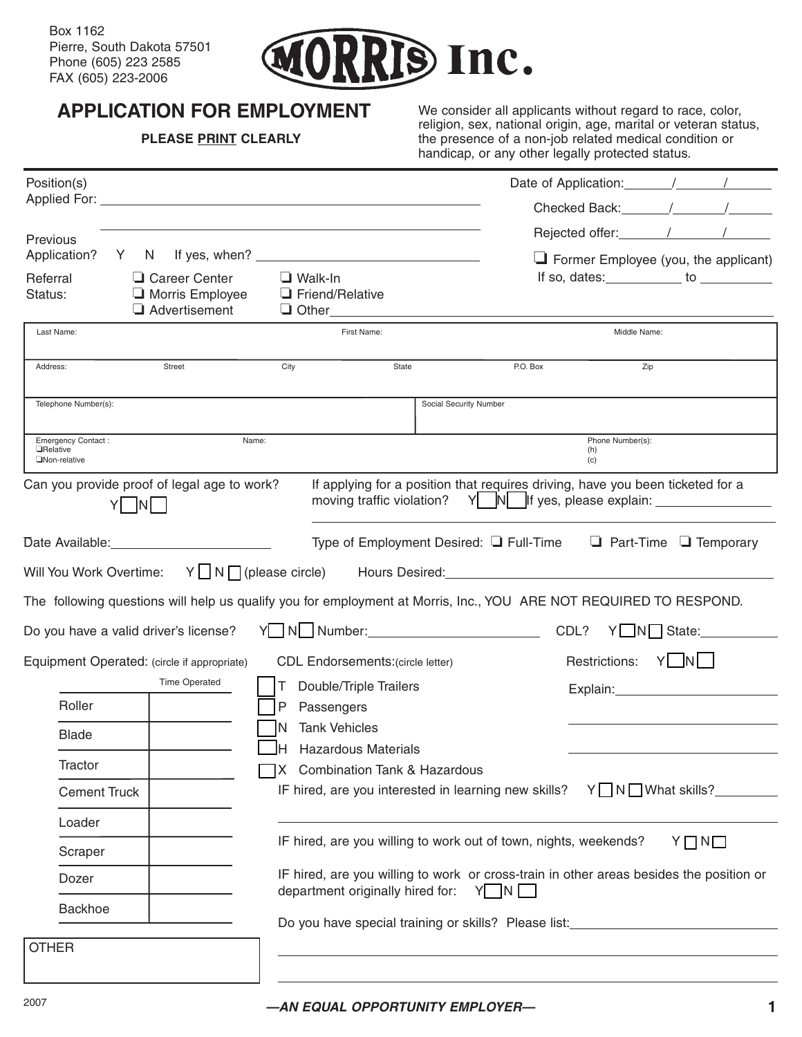Box 1162
Pierre, South Dakota 57501
Phone (605) 223 2585
FAX (605) 223-2006

# MORRIS Inc.

## APPLICATION FOR EMPLOYMENT

**PLEASE PRINT CLEARLY**

We consider all applicants without regard to race, color, religion, sex, national origin, age, marital or veteran status, the presence of a non-job related medical condition or handicap, or any other legally protected status.

Position(s) Applied For: ______________________

Date of Application: ____/____/____

Checked Back: ____/____/____

Rejected offer: ____/____/____

☐ Former Employee (you, the applicant)
If so, dates: ________ to ________

Previous Application? Y N If yes, when? ______________

Referral Status:
☐ Career Center
☐ Morris Employee
☐ Advertisement
☐ Walk-In
☐ Friend/Relative
☐ Other ______________

| Last Name: | First Name: | Middle Name: |
|---|---|---|
| | | |

| Address: | Street | City | State | P.O. Box | Zip |
|---|---|---|---|---|---|
| | | | | | |

| Telephone Number(s): | Social Security Number |
|---|---|
| | |

| Emergency Contact : ☐Relative ☐Non-relative | Name: | Phone Number(s): (h) (c) |
|---|---|---|

Can you provide proof of legal age to work? Y☐ N☐

If applying for a position that requires driving, have you been ticketed for a moving traffic violation? Y☐ N☐ If yes, please explain: ______________

Date Available: ______________

Type of Employment Desired: ☐ Full-Time ☐ Part-Time ☐ Temporary

Will You Work Overtime: Y ☐ N ☐ (please circle) Hours Desired: ______________

The following questions will help us qualify you for employment at Morris, Inc., YOU ARE NOT REQUIRED TO RESPOND.

Do you have a valid driver's license? Y☐ N☐ Number: ______________ CDL? Y☐ N☐ State: ________

Equipment Operated: (circle if appropriate)

| | Time Operated |
|---|---|
| Roller | |
| Blade | |
| Tractor | |
| Cement Truck | |
| Loader | |
| Scraper | |
| Dozer | |
| Backhoe | |

OTHER ______________

CDL Endorsements: (circle letter)
- ☐ T Double/Triple Trailers
- ☐ P Passengers
- ☐ N Tank Vehicles
- ☐ H Hazardous Materials
- ☐ X Combination Tank & Hazardous

Restrictions: Y☐ N☐
Explain: ______________

IF hired, are you interested in learning new skills? Y☐ N☐ What skills? ______________

IF hired, are you willing to work out of town, nights, weekends? Y☐ N☐

IF hired, are you willing to work or cross-train in other areas besides the position or department originally hired for: Y☐ N☐

Do you have special training or skills? Please list: ______________

2007

***—AN EQUAL OPPORTUNITY EMPLOYER—***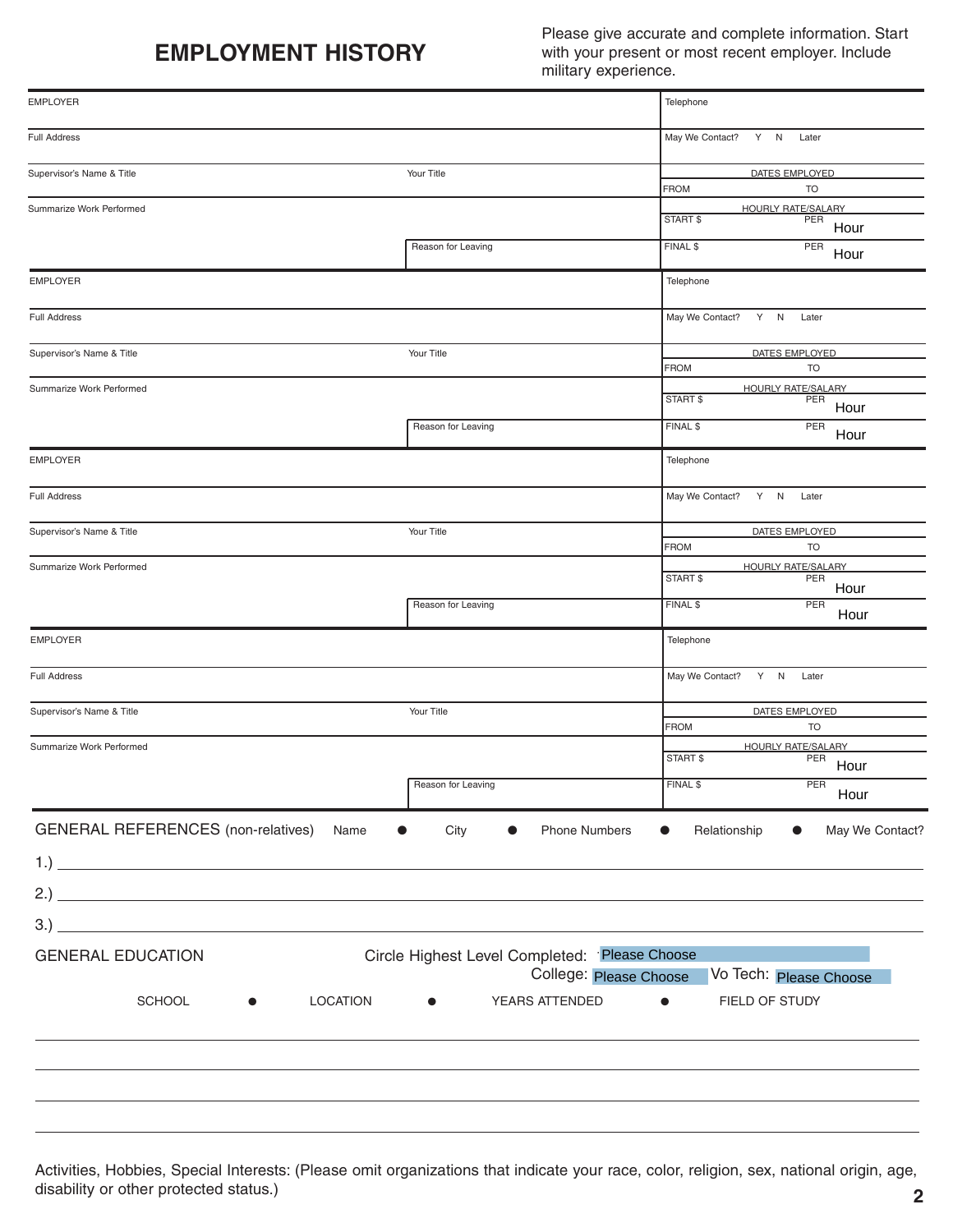# EMPLOYMENT HISTORY

Please give accurate and complete information. Start with your present or most recent employer. Include military experience.

| EMPLOYER | | Telephone | |
|---|---|---|---|
| Full Address | | May We Contact? Y N Later | |
| Supervisor's Name & Title | Your Title | DATES EMPLOYED | |
| | | FROM | TO |
| Summarize Work Performed | | HOURLY RATE/SALARY | |
| | | START $ | PER Hour |
| | Reason for Leaving | FINAL $ | PER Hour |

| EMPLOYER | | Telephone | |
|---|---|---|---|
| Full Address | | May We Contact? Y N Later | |
| Supervisor's Name & Title | Your Title | DATES EMPLOYED | |
| | | FROM | TO |
| Summarize Work Performed | | HOURLY RATE/SALARY | |
| | | START $ | PER Hour |
| | Reason for Leaving | FINAL $ | PER Hour |

| EMPLOYER | | Telephone | |
|---|---|---|---|
| Full Address | | May We Contact? Y N Later | |
| Supervisor's Name & Title | Your Title | DATES EMPLOYED | |
| | | FROM | TO |
| Summarize Work Performed | | HOURLY RATE/SALARY | |
| | | START $ | PER Hour |
| | Reason for Leaving | FINAL $ | PER Hour |

| EMPLOYER | | Telephone | |
|---|---|---|---|
| Full Address | | May We Contact? Y N Later | |
| Supervisor's Name & Title | Your Title | DATES EMPLOYED | |
| | | FROM | TO |
| Summarize Work Performed | | HOURLY RATE/SALARY | |
| | | START $ | PER Hour |
| | Reason for Leaving | FINAL $ | PER Hour |

GENERAL REFERENCES (non-relatives) Name • City • Phone Numbers • Relationship • May We Contact?

1.) ____________________

2.) ____________________

3.) ____________________

GENERAL EDUCATION

Circle Highest Level Completed: Please Choose

College: Please Choose Vo Tech: Please Choose

SCHOOL • LOCATION • YEARS ATTENDED • FIELD OF STUDY

____________________

____________________

____________________

____________________

Activities, Hobbies, Special Interests: (Please omit organizations that indicate your race, color, religion, sex, national origin, age, disability or other protected status.)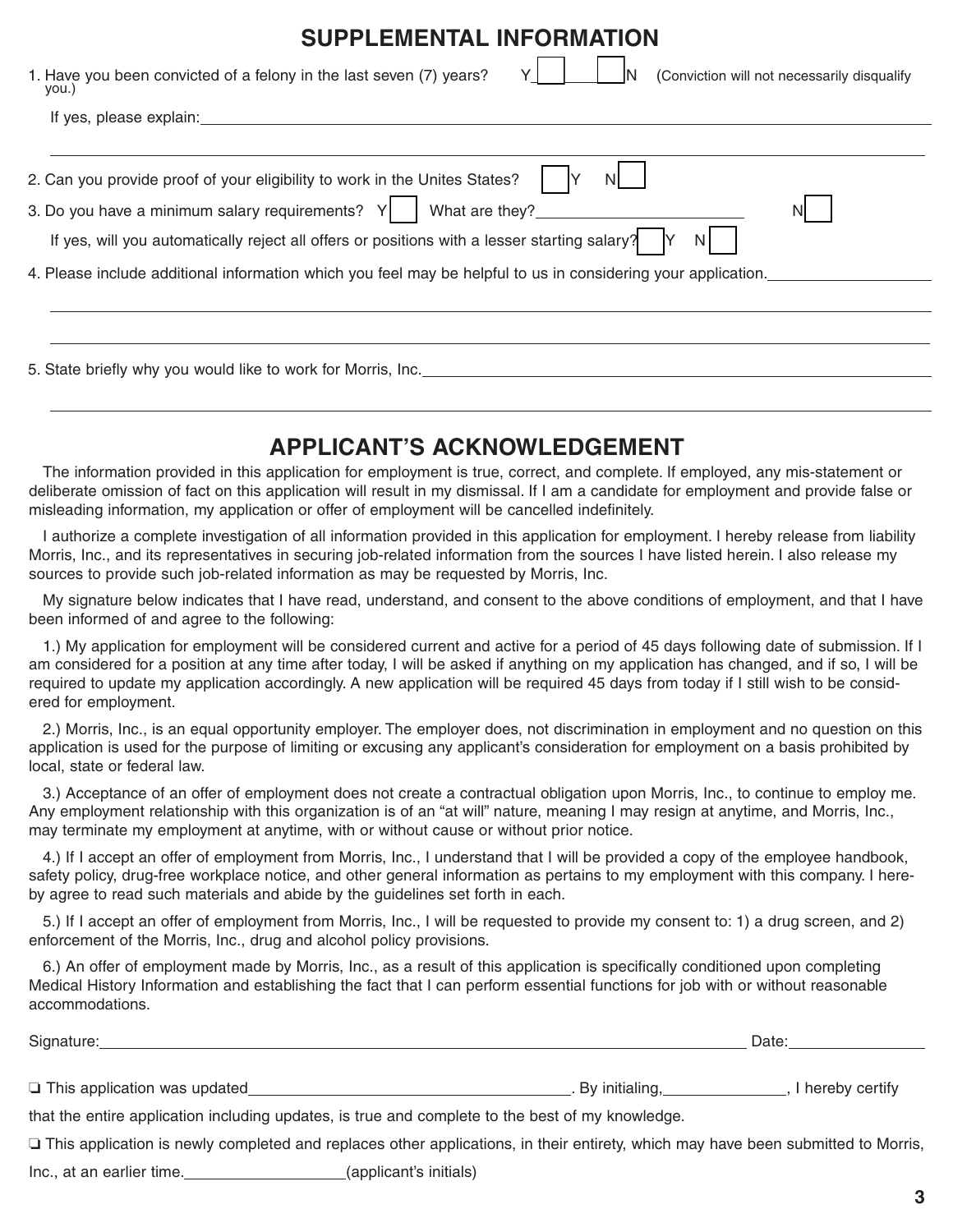## SUPPLEMENTAL INFORMATION

1. Have you been convicted of a felony in the last seven (7) years? Y ☐ ☐ N (Conviction will not necessarily disqualify you.)

   If yes, please explain:\_\_\_\_\_\_\_\_\_\_\_\_\_\_\_\_\_\_\_\_\_\_\_\_\_\_\_\_\_\_\_\_\_\_\_\_\_\_\_\_

   \_\_\_\_\_\_\_\_\_\_\_\_\_\_\_\_\_\_\_\_\_\_\_\_\_\_\_\_\_\_\_\_\_\_\_\_\_\_\_\_\_\_\_\_\_\_\_\_\_\_\_\_\_\_\_\_

2. Can you provide proof of your eligibility to work in the Unites States? ☐ Y N ☐

3. Do you have a minimum salary requirements? Y ☐ What are they?\_\_\_\_\_\_\_\_\_\_\_\_\_\_\_\_\_\_\_\_ N ☐

   If yes, will you automatically reject all offers or positions with a lesser starting salary? ☐ Y N ☐

4. Please include additional information which you feel may be helpful to us in considering your application.\_\_\_\_\_\_\_\_\_\_\_\_\_\_\_\_\_\_\_\_

   \_\_\_\_\_\_\_\_\_\_\_\_\_\_\_\_\_\_\_\_\_\_\_\_\_\_\_\_\_\_\_\_\_\_\_\_\_\_\_\_\_\_\_\_\_\_\_\_\_\_\_\_\_\_\_\_

   \_\_\_\_\_\_\_\_\_\_\_\_\_\_\_\_\_\_\_\_\_\_\_\_\_\_\_\_\_\_\_\_\_\_\_\_\_\_\_\_\_\_\_\_\_\_\_\_\_\_\_\_\_\_\_\_

5. State briefly why you would like to work for Morris, Inc.\_\_\_\_\_\_\_\_\_\_\_\_\_\_\_\_\_\_\_\_\_\_\_\_\_\_\_\_\_\_\_\_\_\_\_\_

   \_\_\_\_\_\_\_\_\_\_\_\_\_\_\_\_\_\_\_\_\_\_\_\_\_\_\_\_\_\_\_\_\_\_\_\_\_\_\_\_\_\_\_\_\_\_\_\_\_\_\_\_\_\_\_\_

## APPLICANT'S ACKNOWLEDGEMENT

The information provided in this application for employment is true, correct, and complete. If employed, any mis-statement or deliberate omission of fact on this application will result in my dismissal. If I am a candidate for employment and provide false or misleading information, my application or offer of employment will be cancelled indefinitely.

I authorize a complete investigation of all information provided in this application for employment. I hereby release from liability Morris, Inc., and its representatives in securing job-related information from the sources I have listed herein. I also release my sources to provide such job-related information as may be requested by Morris, Inc.

My signature below indicates that I have read, understand, and consent to the above conditions of employment, and that I have been informed of and agree to the following:

1.) My application for employment will be considered current and active for a period of 45 days following date of submission. If I am considered for a position at any time after today, I will be asked if anything on my application has changed, and if so, I will be required to update my application accordingly. A new application will be required 45 days from today if I still wish to be considered for employment.

2.) Morris, Inc., is an equal opportunity employer. The employer does, not discrimination in employment and no question on this application is used for the purpose of limiting or excusing any applicant's consideration for employment on a basis prohibited by local, state or federal law.

3.) Acceptance of an offer of employment does not create a contractual obligation upon Morris, Inc., to continue to employ me. Any employment relationship with this organization is of an "at will" nature, meaning I may resign at anytime, and Morris, Inc., may terminate my employment at anytime, with or without cause or without prior notice.

4.) If I accept an offer of employment from Morris, Inc., I understand that I will be provided a copy of the employee handbook, safety policy, drug-free workplace notice, and other general information as pertains to my employment with this company. I hereby agree to read such materials and abide by the guidelines set forth in each.

5.) If I accept an offer of employment from Morris, Inc., I will be requested to provide my consent to: 1) a drug screen, and 2) enforcement of the Morris, Inc., drug and alcohol policy provisions.

6.) An offer of employment made by Morris, Inc., as a result of this application is specifically conditioned upon completing Medical History Information and establishing the fact that I can perform essential functions for job with or without reasonable accommodations.

Signature:\_\_\_\_\_\_\_\_\_\_\_\_\_\_\_\_\_\_\_\_\_\_\_\_\_\_\_\_\_\_\_\_\_\_\_\_\_\_\_\_ Date:\_\_\_\_\_\_\_\_\_\_\_\_\_\_\_\_

❏ This application was updated\_\_\_\_\_\_\_\_\_\_\_\_\_\_\_\_\_\_\_\_\_\_\_\_\_\_\_\_\_\_. By initialing,\_\_\_\_\_\_\_\_\_\_\_\_\_\_, I hereby certify that the entire application including updates, is true and complete to the best of my knowledge.

❏ This application is newly completed and replaces other applications, in their entirety, which may have been submitted to Morris, Inc., at an earlier time.\_\_\_\_\_\_\_\_\_\_\_\_\_\_\_\_\_\_(applicant's initials)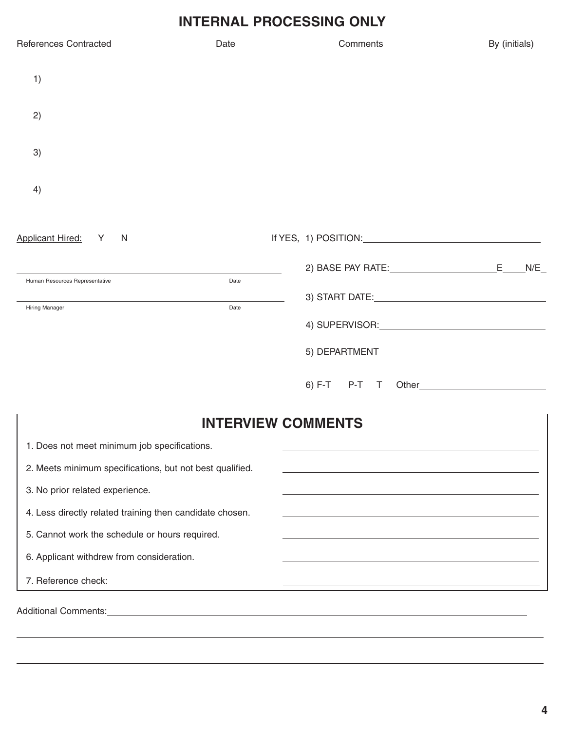# INTERNAL PROCESSING ONLY

| References Contracted | Date | Comments | By (initials) |
| --- | --- | --- | --- |
| 1) | | | |
| 2) | | | |
| 3) | | | |
| 4) | | | |

Applicant Hired: Y N

_______________________________________________
Human Resources Representative Date

_______________________________________________
Hiring Manager Date

If YES, 1) POSITION:______________________________

2) BASE PAY RATE:__________________E____N/E_

3) START DATE:______________________________

4) SUPERVISOR:______________________________

5) DEPARTMENT______________________________

6) F-T P-T T Other______________________

## INTERVIEW COMMENTS

1. Does not meet minimum job specifications. ______________________________
2. Meets minimum specifications, but not best qualified. ______________________________
3. No prior related experience. ______________________________
4. Less directly related training then candidate chosen. ______________________________
5. Cannot work the schedule or hours required. ______________________________
6. Applicant withdrew from consideration. ______________________________
7. Reference check: ______________________________

Additional Comments:______________________________________________________________

_______________________________________________________________________________

_______________________________________________________________________________